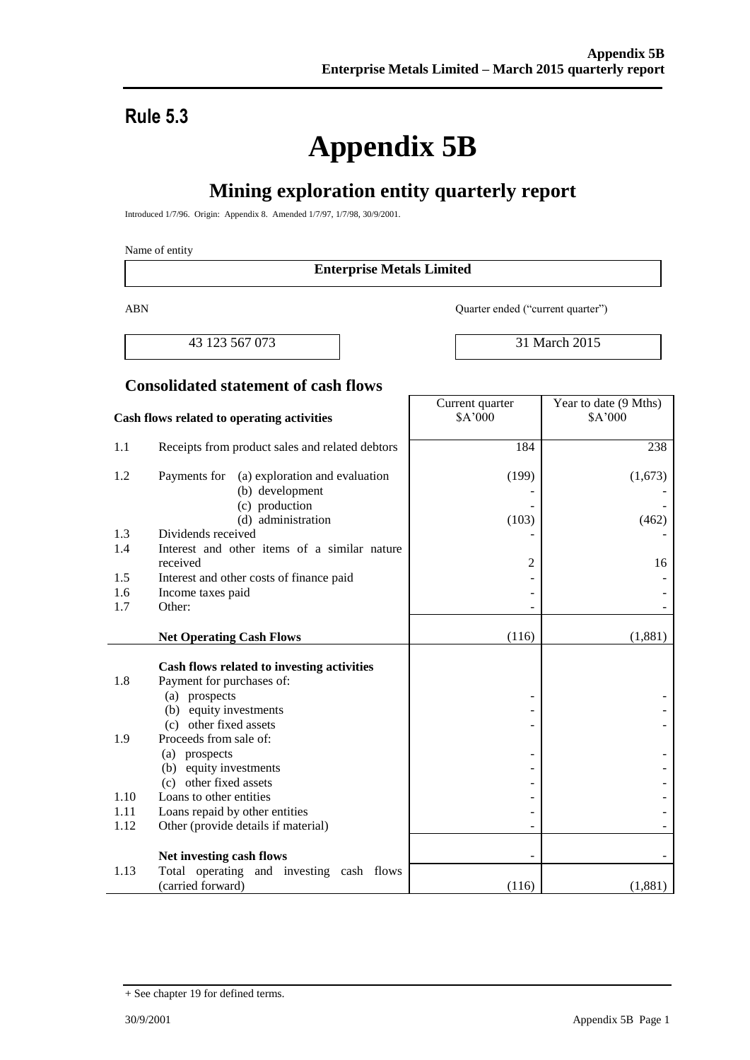## Rule 5.3

# Appendix 5B

## Mining exploration entity quarterly report

Introduced 1/7/96. Origin: Appendix 8. Amended 1/7/97, 1/7/98, 30/9/2001.

Name of entity

| Enterprise Metals Limited |
|---|

| ABN | Quarter ended ("current quarter") |
|---|---|
| 43 123 567 073 | 31 March 2015 |

### Consolidated statement of cash flows

| | Cash flows related to operating activities | Current quarter $A'000 | Year to date (9 Mths) $A'000 |
|---|---|---|---|
| 1.1 | Receipts from product sales and related debtors | 184 | 238 |
| 1.2 | Payments for (a) exploration and evaluation | (199) | (1,673) |
| | (b) development | - | - |
| | (c) production | - | - |
| | (d) administration | (103) | (462) |
| 1.3 | Dividends received | - | - |
| 1.4 | Interest and other items of a similar nature received | 2 | 16 |
| 1.5 | Interest and other costs of finance paid | - | - |
| 1.6 | Income taxes paid | - | - |
| 1.7 | Other: | - | - |
| | **Net Operating Cash Flows** | (116) | (1,881) |
| | **Cash flows related to investing activities** | | |
| 1.8 | Payment for purchases of: | | |
| | (a) prospects | - | - |
| | (b) equity investments | - | - |
| | (c) other fixed assets | - | - |
| 1.9 | Proceeds from sale of: | | |
| | (a) prospects | - | - |
| | (b) equity investments | - | - |
| | (c) other fixed assets | - | - |
| 1.10 | Loans to other entities | - | - |
| 1.11 | Loans repaid by other entities | - | - |
| 1.12 | Other (provide details if material) | - | - |
| | **Net investing cash flows** | - | - |
| 1.13 | Total operating and investing cash flows (carried forward) | (116) | (1,881) |

+ See chapter 19 for defined terms.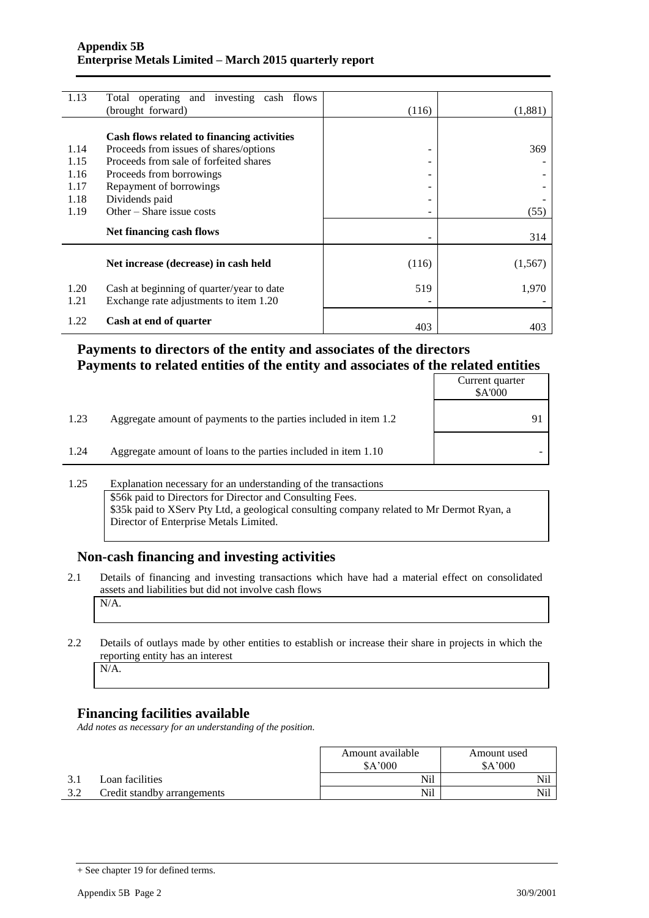| | | | |
|---|---|---|---|
| 1.13 | Total operating and investing cash flows (brought forward) | (116) | (1,881) |
| | **Cash flows related to financing activities** | | |
| 1.14 | Proceeds from issues of shares/options | - | 369 |
| 1.15 | Proceeds from sale of forfeited shares | - | - |
| 1.16 | Proceeds from borrowings | - | - |
| 1.17 | Repayment of borrowings | - | - |
| 1.18 | Dividends paid | - | - |
| 1.19 | Other – Share issue costs | - | (55) |
| | **Net financing cash flows** | - | 314 |
| | **Net increase (decrease) in cash held** | (116) | (1,567) |
| 1.20 | Cash at beginning of quarter/year to date | 519 | 1,970 |
| 1.21 | Exchange rate adjustments to item 1.20 | - | - |
| 1.22 | **Cash at end of quarter** | 403 | 403 |

## Payments to directors of the entity and associates of the directors
## Payments to related entities of the entity and associates of the related entities

| | | Current quarter $A'000 |
|---|---|---|
| 1.23 | Aggregate amount of payments to the parties included in item 1.2 | 91 |
| 1.24 | Aggregate amount of loans to the parties included in item 1.10 | - |

1.25 Explanation necessary for an understanding of the transactions

$56k paid to Directors for Director and Consulting Fees.
$35k paid to XServ Pty Ltd, a geological consulting company related to Mr Dermot Ryan, a Director of Enterprise Metals Limited.

## Non-cash financing and investing activities

2.1 Details of financing and investing transactions which have had a material effect on consolidated assets and liabilities but did not involve cash flows

N/A.

2.2 Details of outlays made by other entities to establish or increase their share in projects in which the reporting entity has an interest

N/A.

## Financing facilities available

*Add notes as necessary for an understanding of the position.*

| | | Amount available $A'000 | Amount used $A'000 |
|---|---|---|---|
| 3.1 | Loan facilities | Nil | Nil |
| 3.2 | Credit standby arrangements | Nil | Nil |

+ See chapter 19 for defined terms.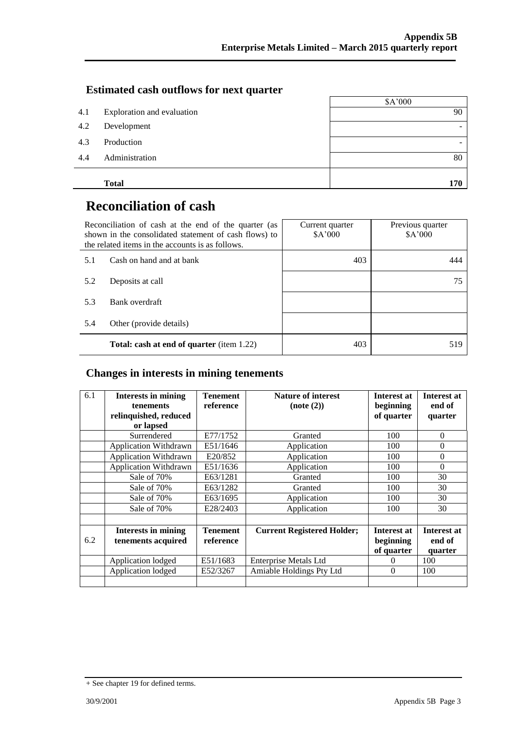## Estimated cash outflows for next quarter

| | | $A'000 |
|---|---|---|
| 4.1 | Exploration and evaluation | 90 |
| 4.2 | Development | - |
| 4.3 | Production | - |
| 4.4 | Administration | 80 |
| | **Total** | **170** |

# Reconciliation of cash

| Reconciliation of cash at the end of the quarter (as shown in the consolidated statement of cash flows) to the related items in the accounts is as follows. | | Current quarter $A'000 | Previous quarter $A'000 |
|---|---|---|---|
| 5.1 | Cash on hand and at bank | 403 | 444 |
| 5.2 | Deposits at call | | 75 |
| 5.3 | Bank overdraft | | |
| 5.4 | Other (provide details) | | |
| | **Total: cash at end of quarter** (item 1.22) | 403 | 519 |

## Changes in interests in mining tenements

| 6.1 | **Interests in mining tenements relinquished, reduced or lapsed** | **Tenement reference** | **Nature of interest (note (2))** | **Interest at beginning of quarter** | **Interest at end of quarter** |
|---|---|---|---|---|---|
| | Surrendered | E77/1752 | Granted | 100 | 0 |
| | Application Withdrawn | E51/1646 | Application | 100 | 0 |
| | Application Withdrawn | E20/852 | Application | 100 | 0 |
| | Application Withdrawn | E51/1636 | Application | 100 | 0 |
| | Sale of 70% | E63/1281 | Granted | 100 | 30 |
| | Sale of 70% | E63/1282 | Granted | 100 | 30 |
| | Sale of 70% | E63/1695 | Application | 100 | 30 |
| | Sale of 70% | E28/2403 | Application | 100 | 30 |
| | | | | | |
| 6.2 | **Interests in mining tenements acquired** | **Tenement reference** | **Current Registered Holder;** | **Interest at beginning of quarter** | **Interest at end of quarter** |
| | Application lodged | E51/1683 | Enterprise Metals Ltd | 0 | 100 |
| | Application lodged | E52/3267 | Amiable Holdings Pty Ltd | 0 | 100 |
| | | | | | |

+ See chapter 19 for defined terms.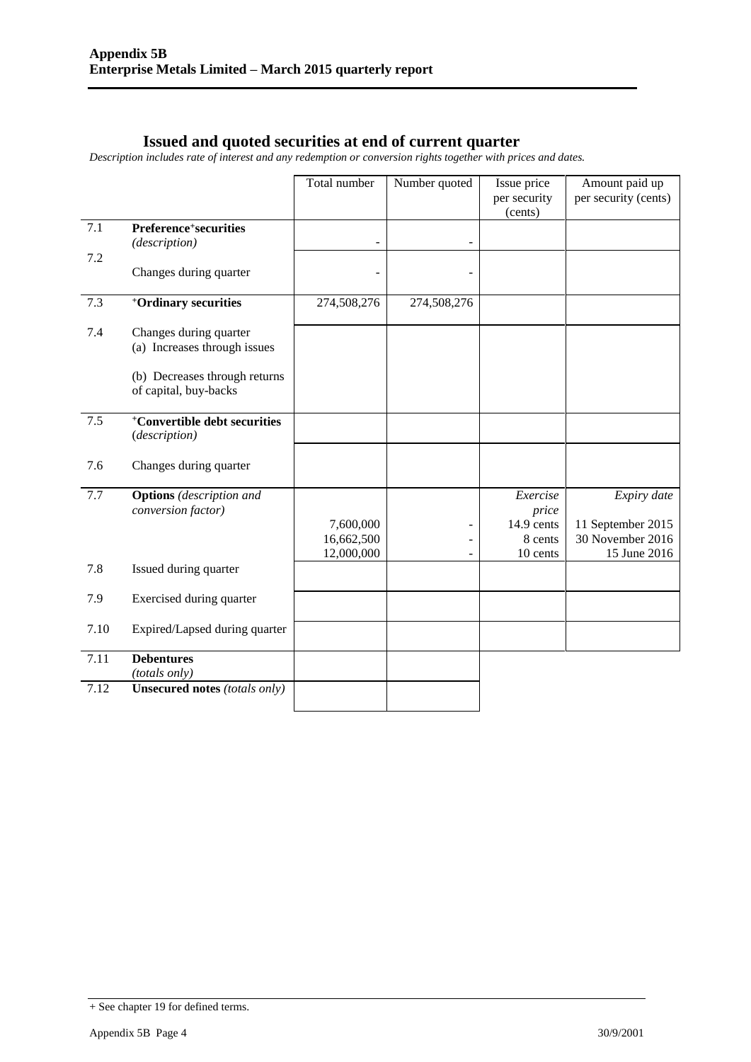## Issued and quoted securities at end of current quarter

*Description includes rate of interest and any redemption or conversion rights together with prices and dates.*

| | | Total number | Number quoted | Issue price per security (cents) | Amount paid up per security (cents) |
|---|---|---|---|---|---|
| 7.1 | **Preference⁺securities** *(description)* | - | - | | |
| 7.2 | Changes during quarter | - | - | | |
| 7.3 | **⁺Ordinary securities** | 274,508,276 | 274,508,276 | | |
| 7.4 | Changes during quarter (a) Increases through issues (b) Decreases through returns of capital, buy-backs | | | | |
| 7.5 | **⁺Convertible debt securities** *(description)* | | | | |
| 7.6 | Changes during quarter | | | | |
| 7.7 | **Options** *(description and conversion factor)* | | | *Exercise price* | *Expiry date* |
| | | 7,600,000 | - | 14.9 cents | 11 September 2015 |
| | | 16,662,500 | - | 8 cents | 30 November 2016 |
| | | 12,000,000 | - | 10 cents | 15 June 2016 |
| 7.8 | Issued during quarter | | | | |
| 7.9 | Exercised during quarter | | | | |
| 7.10 | Expired/Lapsed during quarter | | | | |
| 7.11 | **Debentures** *(totals only)* | | | | |
| 7.12 | **Unsecured notes** *(totals only)* | | | | |

+ See chapter 19 for defined terms.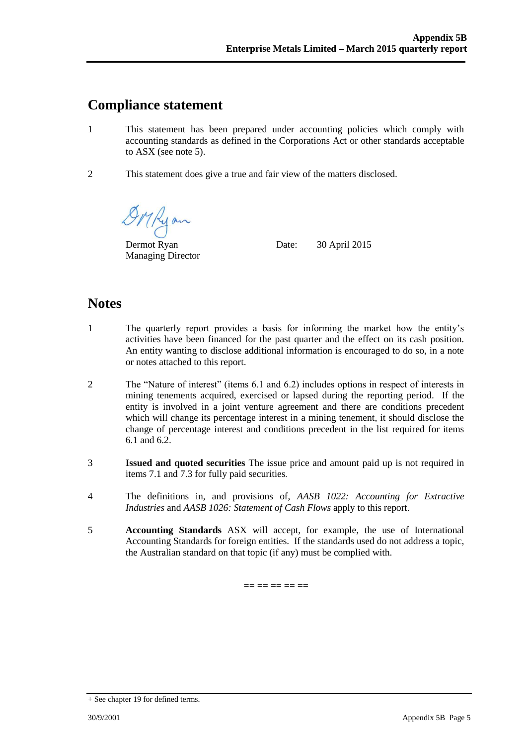## Compliance statement

1 This statement has been prepared under accounting policies which comply with accounting standards as defined in the Corporations Act or other standards acceptable to ASX (see note 5).

2 This statement does give a true and fair view of the matters disclosed.

Dermot Ryan
Managing Director

Date: 30 April 2015

## Notes

1 The quarterly report provides a basis for informing the market how the entity's activities have been financed for the past quarter and the effect on its cash position. An entity wanting to disclose additional information is encouraged to do so, in a note or notes attached to this report.

2 The "Nature of interest" (items 6.1 and 6.2) includes options in respect of interests in mining tenements acquired, exercised or lapsed during the reporting period. If the entity is involved in a joint venture agreement and there are conditions precedent which will change its percentage interest in a mining tenement, it should disclose the change of percentage interest and conditions precedent in the list required for items 6.1 and 6.2.

3 **Issued and quoted securities** The issue price and amount paid up is not required in items 7.1 and 7.3 for fully paid securities.

4 The definitions in, and provisions of, *AASB 1022: Accounting for Extractive Industries* and *AASB 1026: Statement of Cash Flows* apply to this report.

5 **Accounting Standards** ASX will accept, for example, the use of International Accounting Standards for foreign entities. If the standards used do not address a topic, the Australian standard on that topic (if any) must be complied with.

== == == == ==

+ See chapter 19 for defined terms.